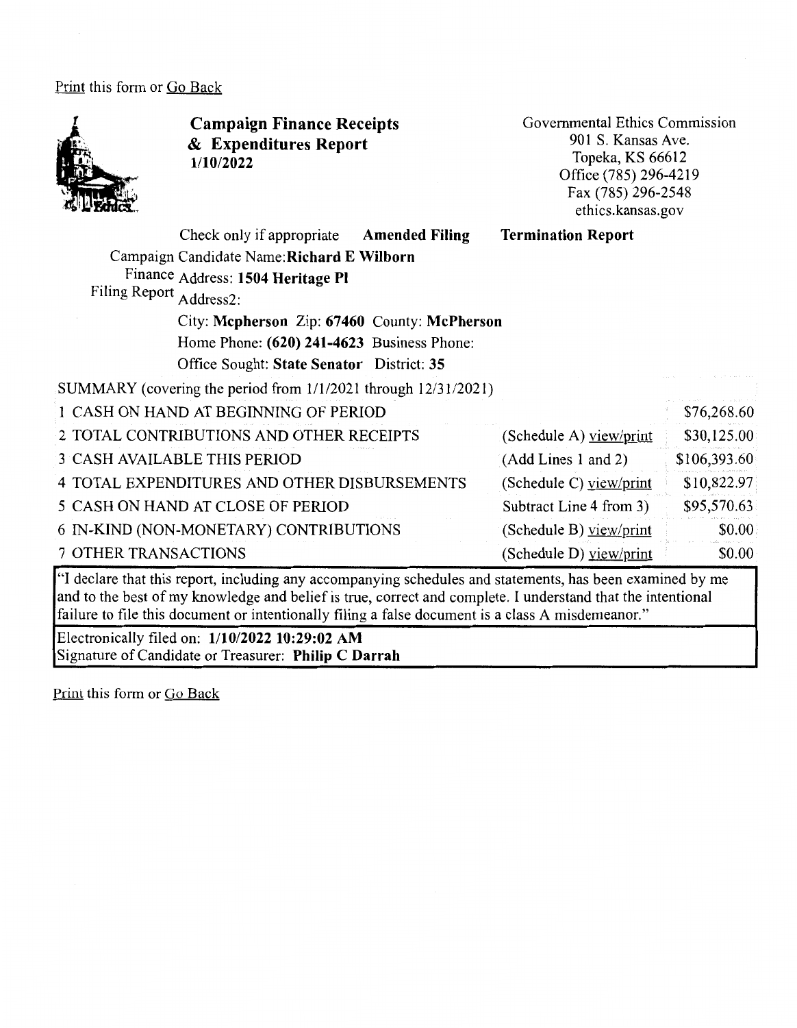Print this form or Go Back

# Campaign Finance Receipts & Expenditures Report

**1/10/2022**

Governmental Ethics Commission
901 S. Kansas Ave.
Topeka, KS 66612
Office (785) 296-4219
Fax (785) 296-2548
ethics.kansas.gov

Check only if appropriate **Amended Filing** **Termination Report**

Campaign Finance Filing Report

Candidate Name: **Richard E Wilborn**
Address: **1504 Heritage Pl**
Address2:
City: **Mcpherson** Zip: **67460** County: **McPherson**
Home Phone: **(620) 241-4623** Business Phone:
Office Sought: **State Senator** District: **35**

SUMMARY (covering the period from 1/1/2021 through 12/31/2021)

| | | |
|---|---|---|
| 1 CASH ON HAND AT BEGINNING OF PERIOD | | $76,268.60 |
| 2 TOTAL CONTRIBUTIONS AND OTHER RECEIPTS | (Schedule A) view/print | $30,125.00 |
| 3 CASH AVAILABLE THIS PERIOD | (Add Lines 1 and 2) | $106,393.60 |
| 4 TOTAL EXPENDITURES AND OTHER DISBURSEMENTS | (Schedule C) view/print | $10,822.97 |
| 5 CASH ON HAND AT CLOSE OF PERIOD | Subtract Line 4 from 3) | $95,570.63 |
| 6 IN-KIND (NON-MONETARY) CONTRIBUTIONS | (Schedule B) view/print | $0.00 |
| 7 OTHER TRANSACTIONS | (Schedule D) view/print | $0.00 |

"I declare that this report, including any accompanying schedules and statements, has been examined by me and to the best of my knowledge and belief is true, correct and complete. I understand that the intentional failure to file this document or intentionally filing a false document is a class A misdemeanor."

Electronically filed on: **1/10/2022 10:29:02 AM**
Signature of Candidate or Treasurer: **Philip C Darrah**

Print this form or Go Back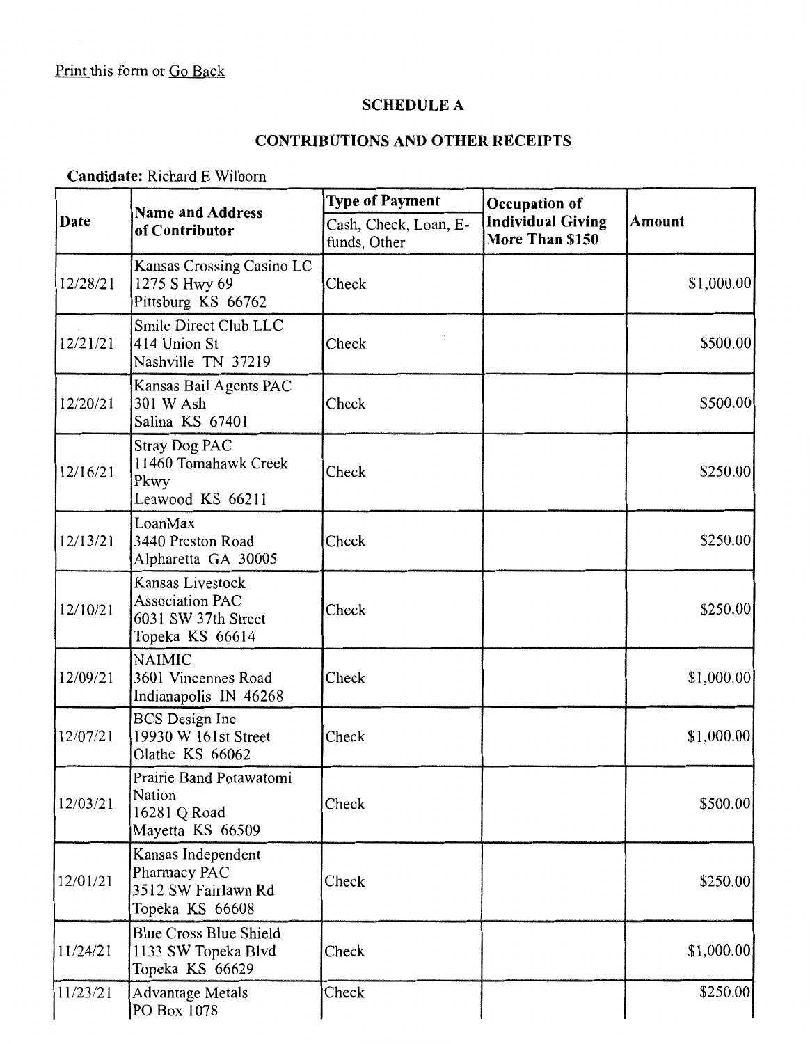Print this form or Go Back

## SCHEDULE A

## CONTRIBUTIONS AND OTHER RECEIPTS

**Candidate:** Richard E Wilborn

| Date | Name and Address of Contributor | Type of Payment | Occupation of Individual Giving More Than $150 | Amount |
|---|---|---|---|---|
| | | Cash, Check, Loan, E-funds, Other | | |
| 12/28/21 | Kansas Crossing Casino LC<br>1275 S Hwy 69<br>Pittsburg KS 66762 | Check | | $1,000.00 |
| 12/21/21 | Smile Direct Club LLC<br>414 Union St<br>Nashville TN 37219 | Check | | $500.00 |
| 12/20/21 | Kansas Bail Agents PAC<br>301 W Ash<br>Salina KS 67401 | Check | | $500.00 |
| 12/16/21 | Stray Dog PAC<br>11460 Tomahawk Creek Pkwy<br>Leawood KS 66211 | Check | | $250.00 |
| 12/13/21 | LoanMax<br>3440 Preston Road<br>Alpharetta GA 30005 | Check | | $250.00 |
| 12/10/21 | Kansas Livestock Association PAC<br>6031 SW 37th Street<br>Topeka KS 66614 | Check | | $250.00 |
| 12/09/21 | NAIMIC<br>3601 Vincennes Road<br>Indianapolis IN 46268 | Check | | $1,000.00 |
| 12/07/21 | BCS Design Inc<br>19930 W 161st Street<br>Olathe KS 66062 | Check | | $1,000.00 |
| 12/03/21 | Prairie Band Potawatomi Nation<br>16281 Q Road<br>Mayetta KS 66509 | Check | | $500.00 |
| 12/01/21 | Kansas Independent Pharmacy PAC<br>3512 SW Fairlawn Rd<br>Topeka KS 66608 | Check | | $250.00 |
| 11/24/21 | Blue Cross Blue Shield<br>1133 SW Topeka Blvd<br>Topeka KS 66629 | Check | | $1,000.00 |
| 11/23/21 | Advantage Metals<br>PO Box 1078 | Check | | $250.00 |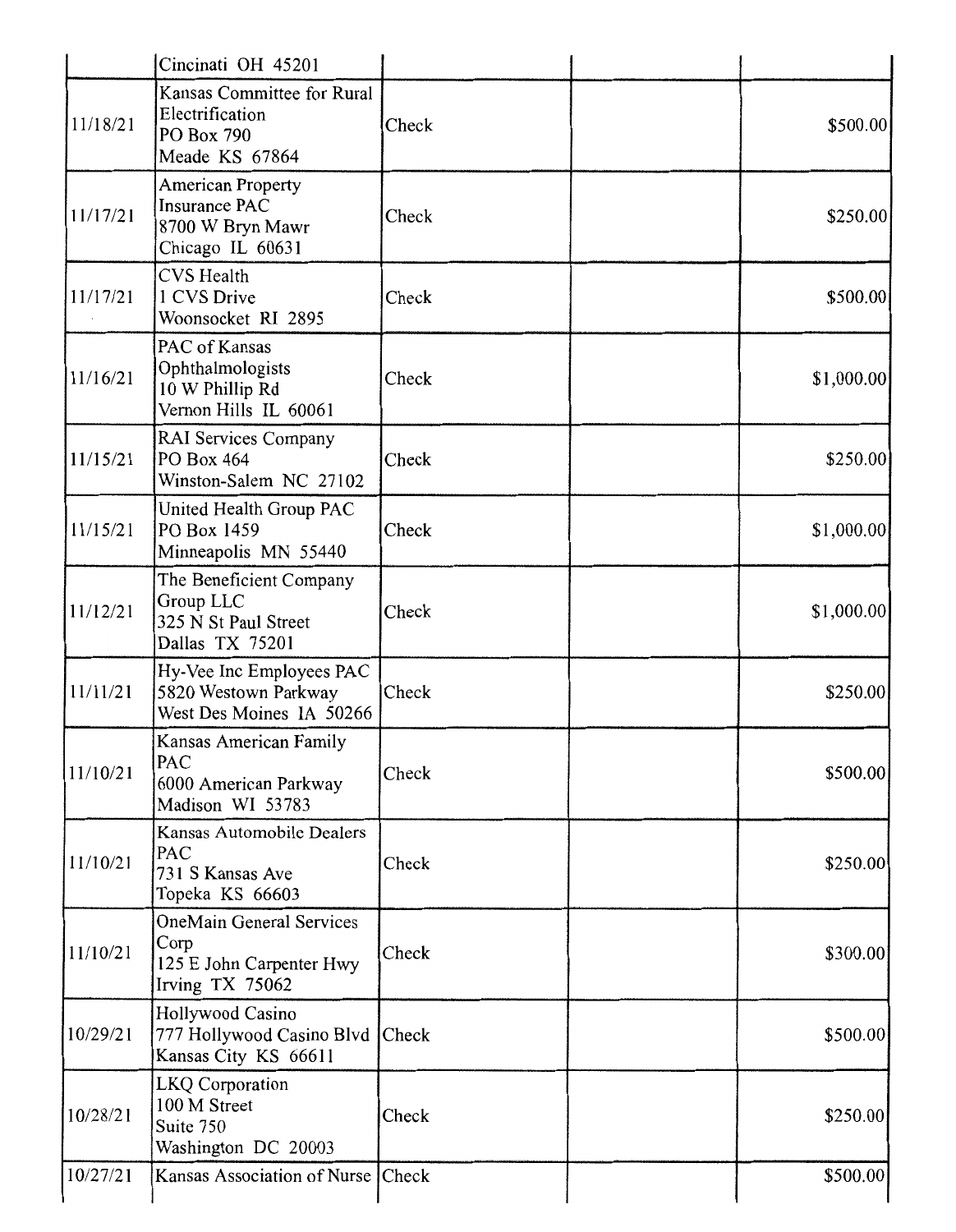| | | | | |
|---|---|---|---|---|
| | Cincinati OH 45201 | | | |
| 11/18/21 | Kansas Committee for Rural Electrification PO Box 790 Meade KS 67864 | Check | | $500.00 |
| 11/17/21 | American Property Insurance PAC 8700 W Bryn Mawr Chicago IL 60631 | Check | | $250.00 |
| 11/17/21 | CVS Health 1 CVS Drive Woonsocket RI 2895 | Check | | $500.00 |
| 11/16/21 | PAC of Kansas Ophthalmologists 10 W Phillip Rd Vernon Hills IL 60061 | Check | | $1,000.00 |
| 11/15/21 | RAI Services Company PO Box 464 Winston-Salem NC 27102 | Check | | $250.00 |
| 11/15/21 | United Health Group PAC PO Box 1459 Minneapolis MN 55440 | Check | | $1,000.00 |
| 11/12/21 | The Beneficient Company Group LLC 325 N St Paul Street Dallas TX 75201 | Check | | $1,000.00 |
| 11/11/21 | Hy-Vee Inc Employees PAC 5820 Westown Parkway West Des Moines IA 50266 | Check | | $250.00 |
| 11/10/21 | Kansas American Family PAC 6000 American Parkway Madison WI 53783 | Check | | $500.00 |
| 11/10/21 | Kansas Automobile Dealers PAC 731 S Kansas Ave Topeka KS 66603 | Check | | $250.00 |
| 11/10/21 | OneMain General Services Corp 125 E John Carpenter Hwy Irving TX 75062 | Check | | $300.00 |
| 10/29/21 | Hollywood Casino 777 Hollywood Casino Blvd Kansas City KS 66611 | Check | | $500.00 |
| 10/28/21 | LKQ Corporation 100 M Street Suite 750 Washington DC 20003 | Check | | $250.00 |
| 10/27/21 | Kansas Association of Nurse | Check | | $500.00 |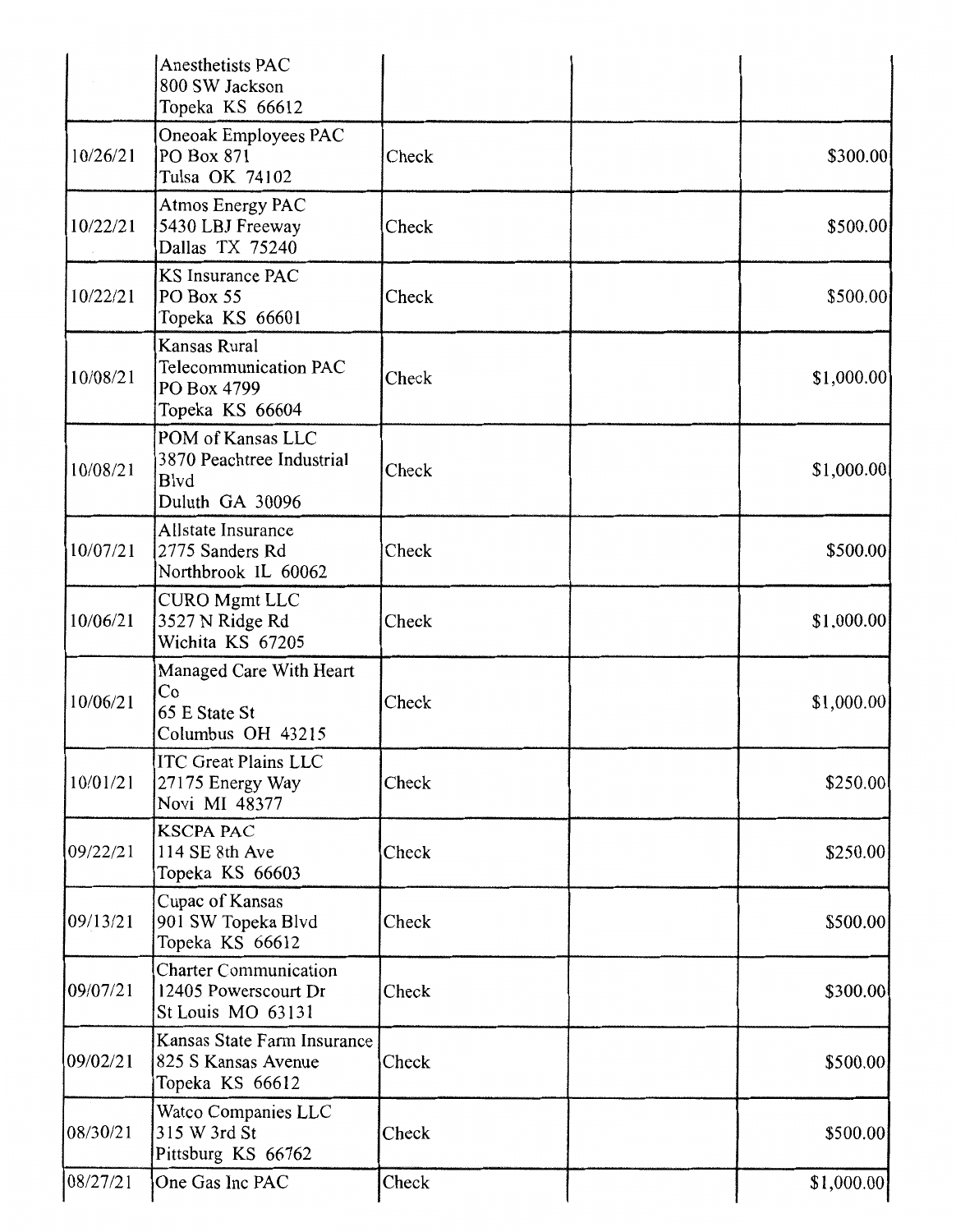| | | | | |
|---|---|---|---|---|
| | Anesthetists PAC<br>800 SW Jackson<br>Topeka KS 66612 | | | |
| 10/26/21 | Oneoak Employees PAC<br>PO Box 871<br>Tulsa OK 74102 | Check | | $300.00 |
| 10/22/21 | Atmos Energy PAC<br>5430 LBJ Freeway<br>Dallas TX 75240 | Check | | $500.00 |
| 10/22/21 | KS Insurance PAC<br>PO Box 55<br>Topeka KS 66601 | Check | | $500.00 |
| 10/08/21 | Kansas Rural Telecommunication PAC<br>PO Box 4799<br>Topeka KS 66604 | Check | | $1,000.00 |
| 10/08/21 | POM of Kansas LLC<br>3870 Peachtree Industrial Blvd<br>Duluth GA 30096 | Check | | $1,000.00 |
| 10/07/21 | Allstate Insurance<br>2775 Sanders Rd<br>Northbrook IL 60062 | Check | | $500.00 |
| 10/06/21 | CURO Mgmt LLC<br>3527 N Ridge Rd<br>Wichita KS 67205 | Check | | $1,000.00 |
| 10/06/21 | Managed Care With Heart Co<br>65 E State St<br>Columbus OH 43215 | Check | | $1,000.00 |
| 10/01/21 | ITC Great Plains LLC<br>27175 Energy Way<br>Novi MI 48377 | Check | | $250.00 |
| 09/22/21 | KSCPA PAC<br>114 SE 8th Ave<br>Topeka KS 66603 | Check | | $250.00 |
| 09/13/21 | Cupac of Kansas<br>901 SW Topeka Blvd<br>Topeka KS 66612 | Check | | $500.00 |
| 09/07/21 | Charter Communication<br>12405 Powerscourt Dr<br>St Louis MO 63131 | Check | | $300.00 |
| 09/02/21 | Kansas State Farm Insurance<br>825 S Kansas Avenue<br>Topeka KS 66612 | Check | | $500.00 |
| 08/30/21 | Watco Companies LLC<br>315 W 3rd St<br>Pittsburg KS 66762 | Check | | $500.00 |
| 08/27/21 | One Gas Inc PAC | Check | | $1,000.00 |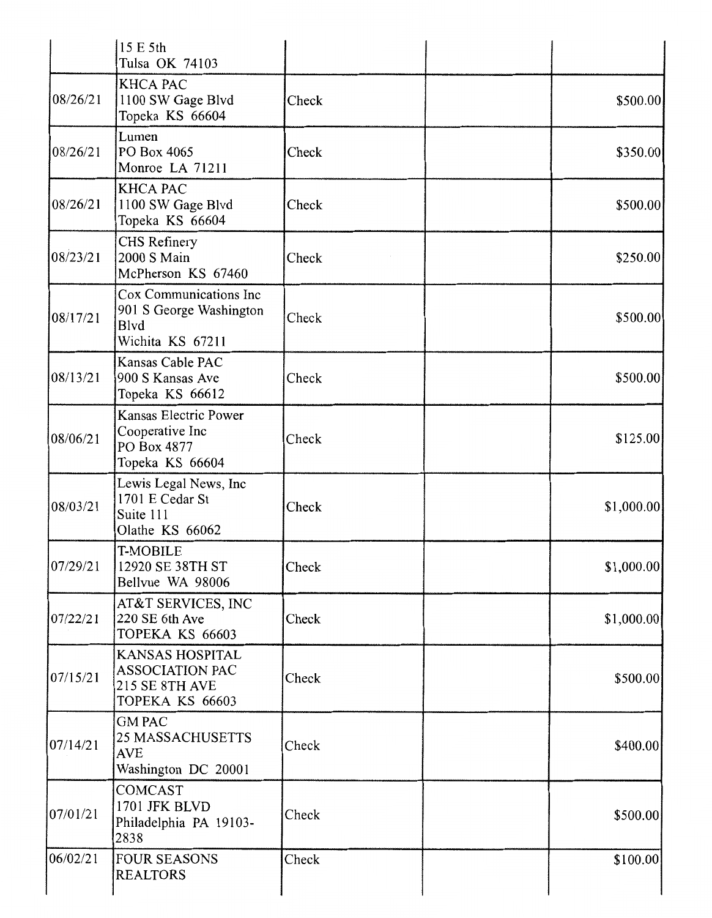| | | | | |
|---|---|---|---|---|
| | 15 E 5th<br>Tulsa OK 74103 | | | |
| 08/26/21 | KHCA PAC<br>1100 SW Gage Blvd<br>Topeka KS 66604 | Check | | $500.00 |
| 08/26/21 | Lumen<br>PO Box 4065<br>Monroe LA 71211 | Check | | $350.00 |
| 08/26/21 | KHCA PAC<br>1100 SW Gage Blvd<br>Topeka KS 66604 | Check | | $500.00 |
| 08/23/21 | CHS Refinery<br>2000 S Main<br>McPherson KS 67460 | Check | | $250.00 |
| 08/17/21 | Cox Communications Inc<br>901 S George Washington Blvd<br>Wichita KS 67211 | Check | | $500.00 |
| 08/13/21 | Kansas Cable PAC<br>900 S Kansas Ave<br>Topeka KS 66612 | Check | | $500.00 |
| 08/06/21 | Kansas Electric Power Cooperative Inc<br>PO Box 4877<br>Topeka KS 66604 | Check | | $125.00 |
| 08/03/21 | Lewis Legal News, Inc<br>1701 E Cedar St<br>Suite 111<br>Olathe KS 66062 | Check | | $1,000.00 |
| 07/29/21 | T-MOBILE<br>12920 SE 38TH ST<br>Bellvue WA 98006 | Check | | $1,000.00 |
| 07/22/21 | AT&T SERVICES, INC<br>220 SE 6th Ave<br>TOPEKA KS 66603 | Check | | $1,000.00 |
| 07/15/21 | KANSAS HOSPITAL ASSOCIATION PAC<br>215 SE 8TH AVE<br>TOPEKA KS 66603 | Check | | $500.00 |
| 07/14/21 | GM PAC<br>25 MASSACHUSETTS AVE<br>Washington DC 20001 | Check | | $400.00 |
| 07/01/21 | COMCAST<br>1701 JFK BLVD<br>Philadelphia PA 19103-2838 | Check | | $500.00 |
| 06/02/21 | FOUR SEASONS REALTORS | Check | | $100.00 |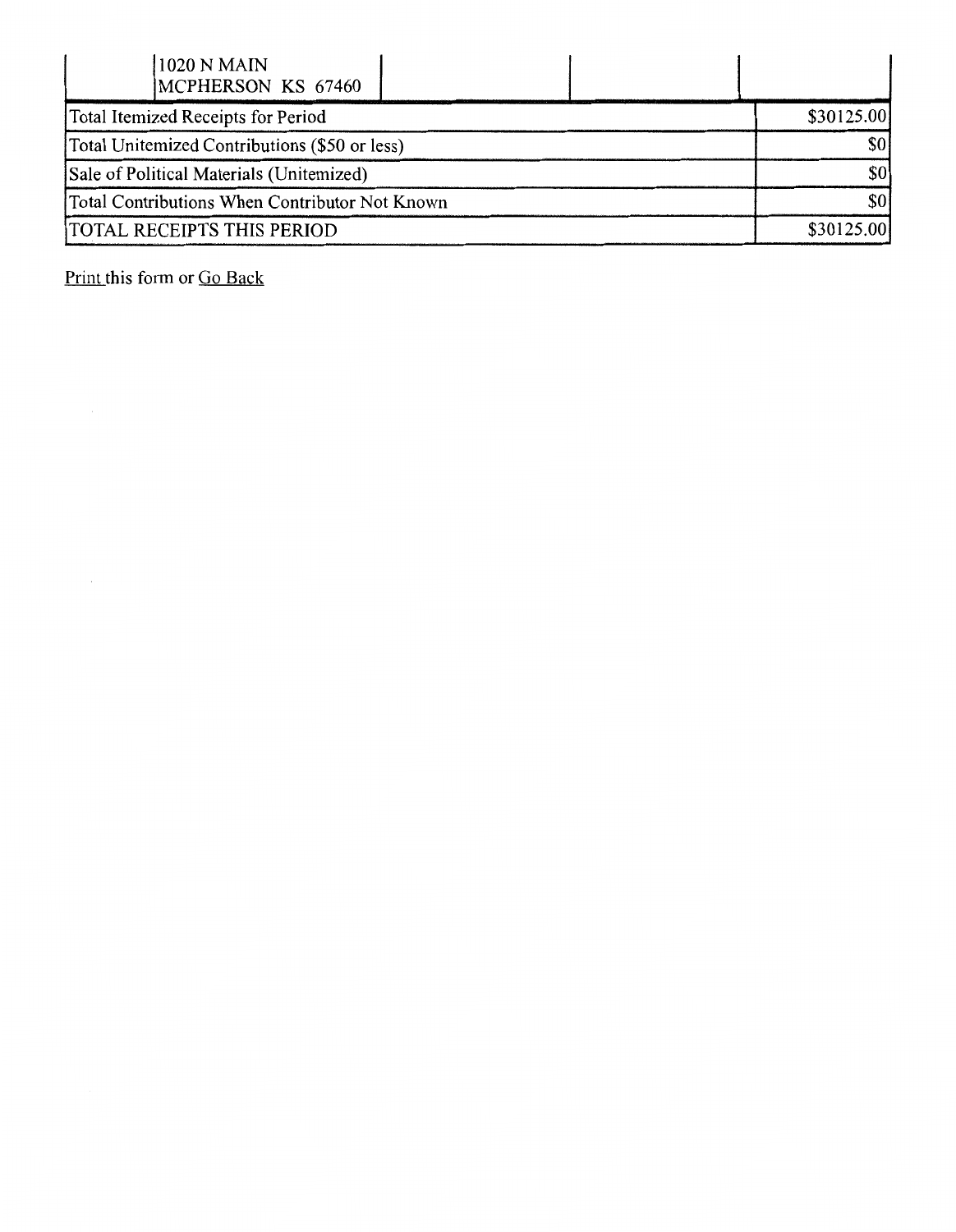|  | 1020 N MAIN<br>MCPHERSON KS 67460 |  |  |  |
|---|---|---|---|---|
| Total Itemized Receipts for Period | | | | $30125.00 |
| Total Unitemized Contributions ($50 or less) | | | | $0 |
| Sale of Political Materials (Unitemized) | | | | $0 |
| Total Contributions When Contributor Not Known | | | | $0 |
| TOTAL RECEIPTS THIS PERIOD | | | | $30125.00 |

Print this form or Go Back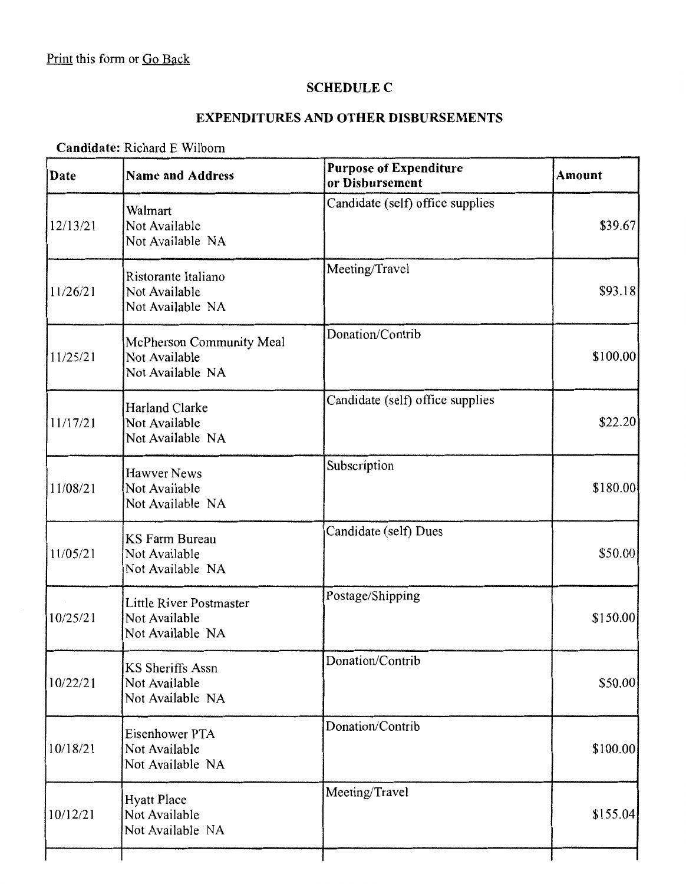Print this form or Go Back

## SCHEDULE C

## EXPENDITURES AND OTHER DISBURSEMENTS

**Candidate:** Richard E Wilborn

| Date | Name and Address | Purpose of Expenditure or Disbursement | Amount |
|---|---|---|---|
| 12/13/21 | Walmart<br>Not Available<br>Not Available NA | Candidate (self) office supplies | $39.67 |
| 11/26/21 | Ristorante Italiano<br>Not Available<br>Not Available NA | Meeting/Travel | $93.18 |
| 11/25/21 | McPherson Community Meal<br>Not Available<br>Not Available NA | Donation/Contrib | $100.00 |
| 11/17/21 | Harland Clarke<br>Not Available<br>Not Available NA | Candidate (self) office supplies | $22.20 |
| 11/08/21 | Hawver News<br>Not Available<br>Not Available NA | Subscription | $180.00 |
| 11/05/21 | KS Farm Bureau<br>Not Available<br>Not Available NA | Candidate (self) Dues | $50.00 |
| 10/25/21 | Little River Postmaster<br>Not Available<br>Not Available NA | Postage/Shipping | $150.00 |
| 10/22/21 | KS Sheriffs Assn<br>Not Available<br>Not Available NA | Donation/Contrib | $50.00 |
| 10/18/21 | Eisenhower PTA<br>Not Available<br>Not Available NA | Donation/Contrib | $100.00 |
| 10/12/21 | Hyatt Place<br>Not Available<br>Not Available NA | Meeting/Travel | $155.04 |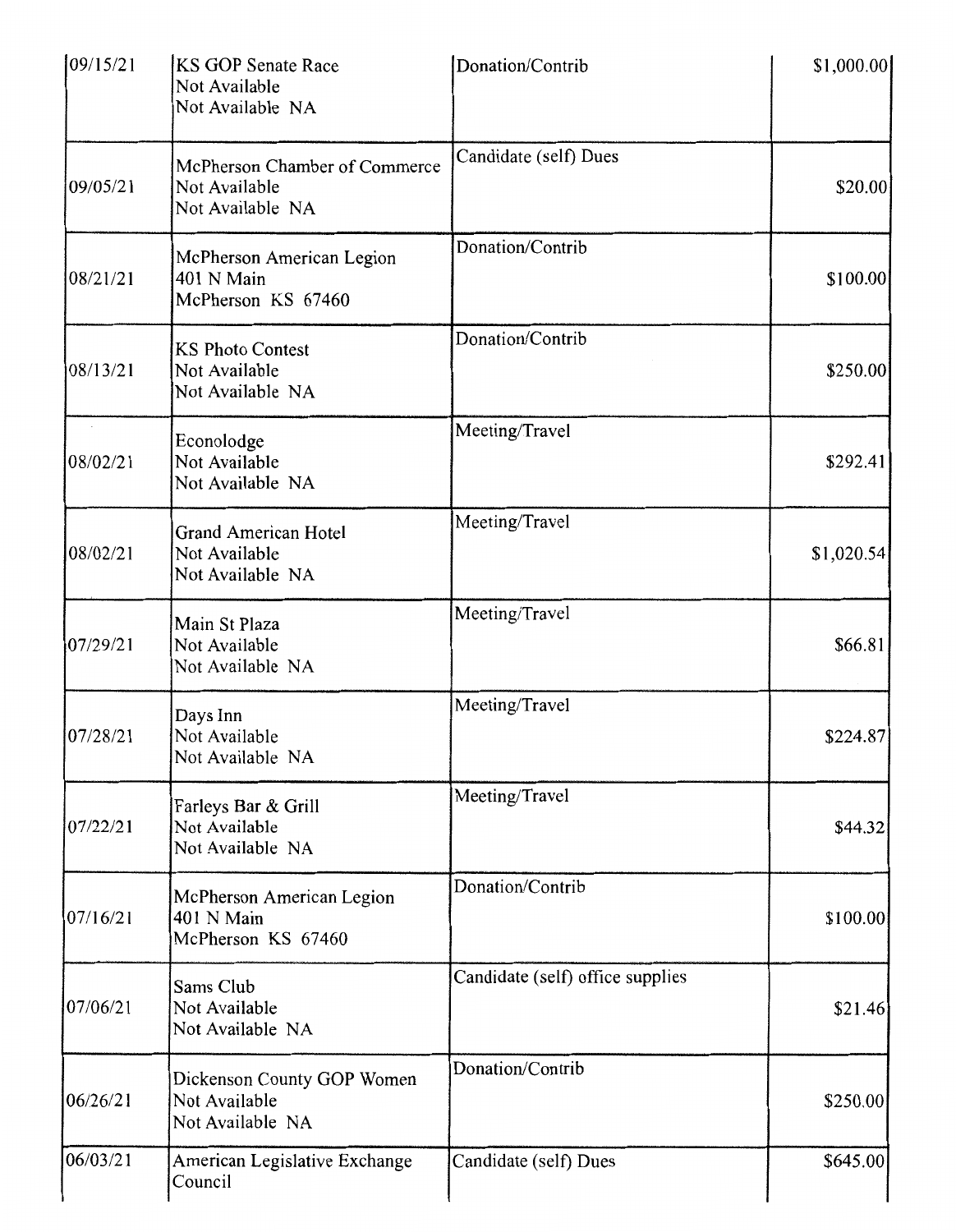| | | | |
|---|---|---|---|
| 09/15/21 | KS GOP Senate Race<br>Not Available<br>Not Available NA | Donation/Contrib | $1,000.00 |
| 09/05/21 | McPherson Chamber of Commerce<br>Not Available<br>Not Available NA | Candidate (self) Dues | $20.00 |
| 08/21/21 | McPherson American Legion<br>401 N Main<br>McPherson KS 67460 | Donation/Contrib | $100.00 |
| 08/13/21 | KS Photo Contest<br>Not Available<br>Not Available NA | Donation/Contrib | $250.00 |
| 08/02/21 | Econolodge<br>Not Available<br>Not Available NA | Meeting/Travel | $292.41 |
| 08/02/21 | Grand American Hotel<br>Not Available<br>Not Available NA | Meeting/Travel | $1,020.54 |
| 07/29/21 | Main St Plaza<br>Not Available<br>Not Available NA | Meeting/Travel | $66.81 |
| 07/28/21 | Days Inn<br>Not Available<br>Not Available NA | Meeting/Travel | $224.87 |
| 07/22/21 | Farleys Bar & Grill<br>Not Available<br>Not Available NA | Meeting/Travel | $44.32 |
| 07/16/21 | McPherson American Legion<br>401 N Main<br>McPherson KS 67460 | Donation/Contrib | $100.00 |
| 07/06/21 | Sams Club<br>Not Available<br>Not Available NA | Candidate (self) office supplies | $21.46 |
| 06/26/21 | Dickenson County GOP Women<br>Not Available<br>Not Available NA | Donation/Contrib | $250.00 |
| 06/03/21 | American Legislative Exchange Council | Candidate (self) Dues | $645.00 |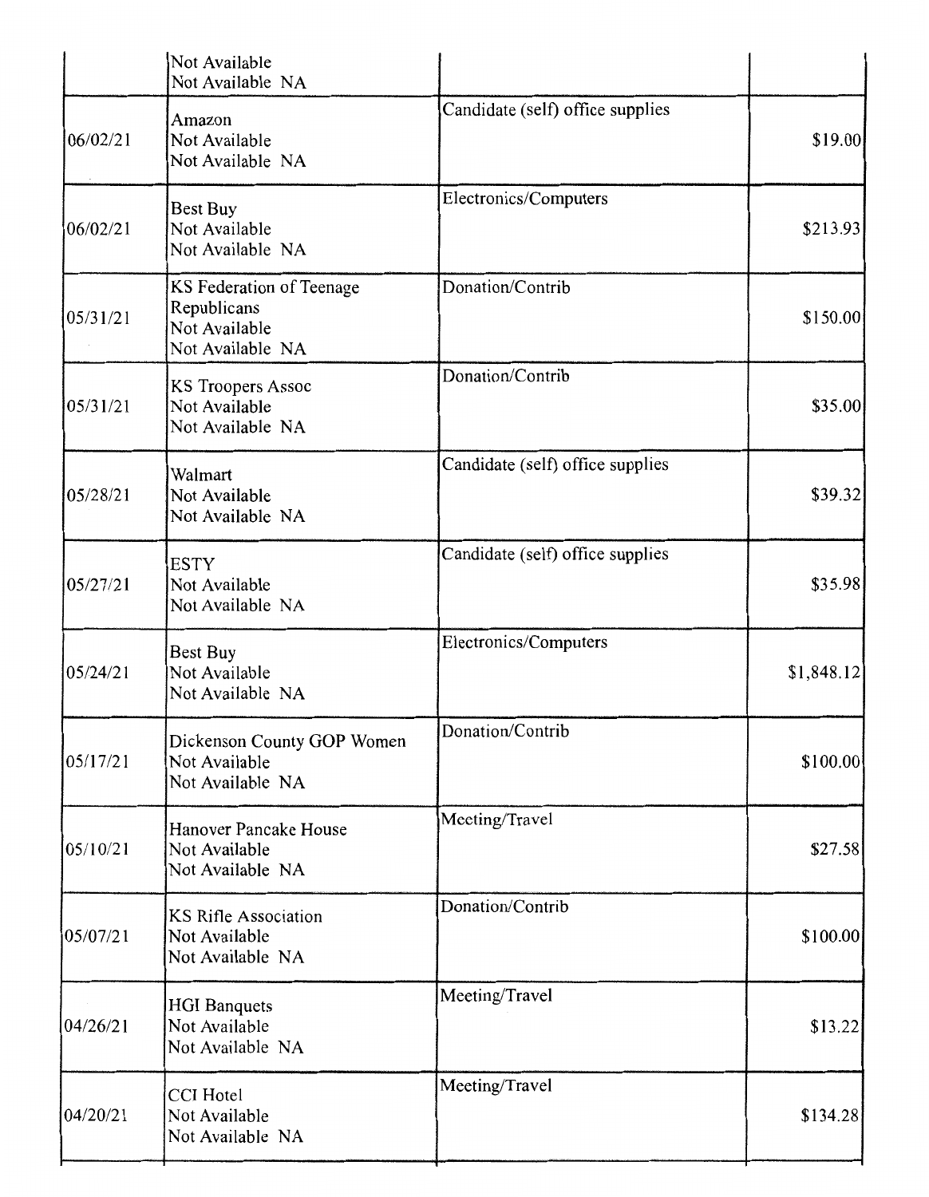| | | | |
|---|---|---|---|
| | Not Available<br>Not Available NA | | |
| 06/02/21 | Amazon<br>Not Available<br>Not Available NA | Candidate (self) office supplies | $19.00 |
| 06/02/21 | Best Buy<br>Not Available<br>Not Available NA | Electronics/Computers | $213.93 |
| 05/31/21 | KS Federation of Teenage Republicans<br>Not Available<br>Not Available NA | Donation/Contrib | $150.00 |
| 05/31/21 | KS Troopers Assoc<br>Not Available<br>Not Available NA | Donation/Contrib | $35.00 |
| 05/28/21 | Walmart<br>Not Available<br>Not Available NA | Candidate (self) office supplies | $39.32 |
| 05/27/21 | ESTY<br>Not Available<br>Not Available NA | Candidate (self) office supplies | $35.98 |
| 05/24/21 | Best Buy<br>Not Available<br>Not Available NA | Electronics/Computers | $1,848.12 |
| 05/17/21 | Dickenson County GOP Women<br>Not Available<br>Not Available NA | Donation/Contrib | $100.00 |
| 05/10/21 | Hanover Pancake House<br>Not Available<br>Not Available NA | Meeting/Travel | $27.58 |
| 05/07/21 | KS Rifle Association<br>Not Available<br>Not Available NA | Donation/Contrib | $100.00 |
| 04/26/21 | HGI Banquets<br>Not Available<br>Not Available NA | Meeting/Travel | $13.22 |
| 04/20/21 | CCI Hotel<br>Not Available<br>Not Available NA | Meeting/Travel | $134.28 |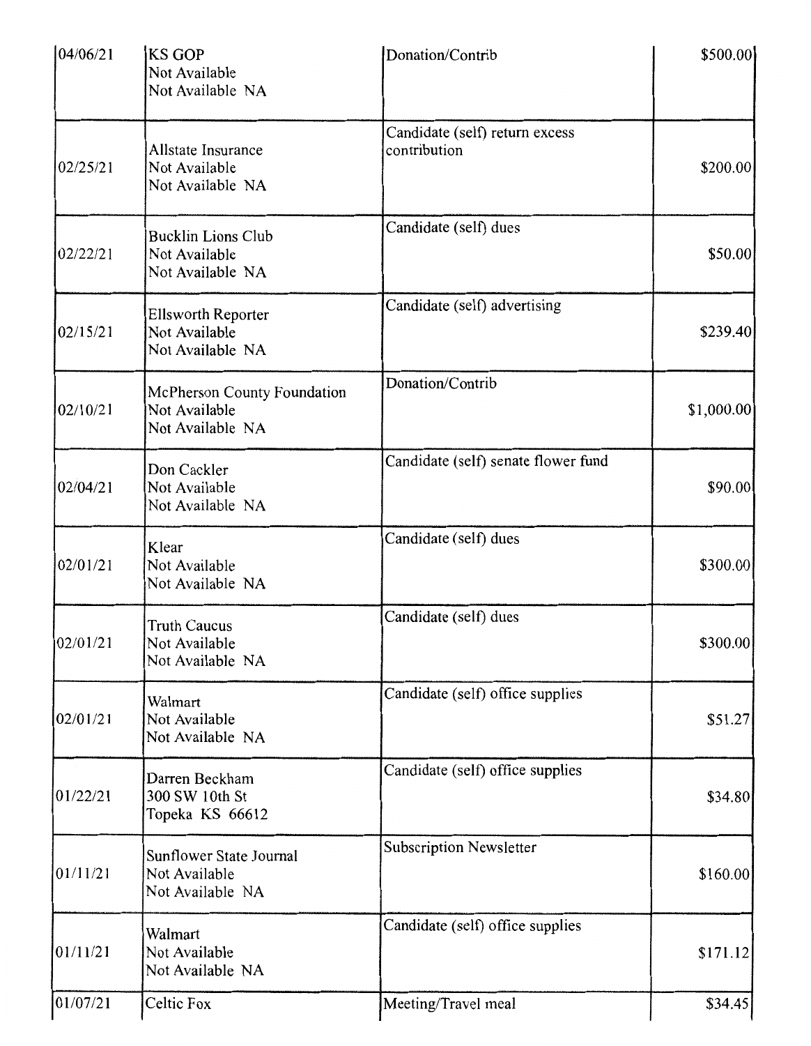| | | | |
|---|---|---|---|
| 04/06/21 | KS GOP<br>Not Available<br>Not Available NA | Donation/Contrib | $500.00 |
| 02/25/21 | Allstate Insurance<br>Not Available<br>Not Available NA | Candidate (self) return excess contribution | $200.00 |
| 02/22/21 | Bucklin Lions Club<br>Not Available<br>Not Available NA | Candidate (self) dues | $50.00 |
| 02/15/21 | Ellsworth Reporter<br>Not Available<br>Not Available NA | Candidate (self) advertising | $239.40 |
| 02/10/21 | McPherson County Foundation<br>Not Available<br>Not Available NA | Donation/Contrib | $1,000.00 |
| 02/04/21 | Don Cackler<br>Not Available<br>Not Available NA | Candidate (self) senate flower fund | $90.00 |
| 02/01/21 | Klear<br>Not Available<br>Not Available NA | Candidate (self) dues | $300.00 |
| 02/01/21 | Truth Caucus<br>Not Available<br>Not Available NA | Candidate (self) dues | $300.00 |
| 02/01/21 | Walmart<br>Not Available<br>Not Available NA | Candidate (self) office supplies | $51.27 |
| 01/22/21 | Darren Beckham<br>300 SW 10th St<br>Topeka KS 66612 | Candidate (self) office supplies | $34.80 |
| 01/11/21 | Sunflower State Journal<br>Not Available<br>Not Available NA | Subscription Newsletter | $160.00 |
| 01/11/21 | Walmart<br>Not Available<br>Not Available NA | Candidate (self) office supplies | $171.12 |
| 01/07/21 | Celtic Fox | Meeting/Travel meal | $34.45 |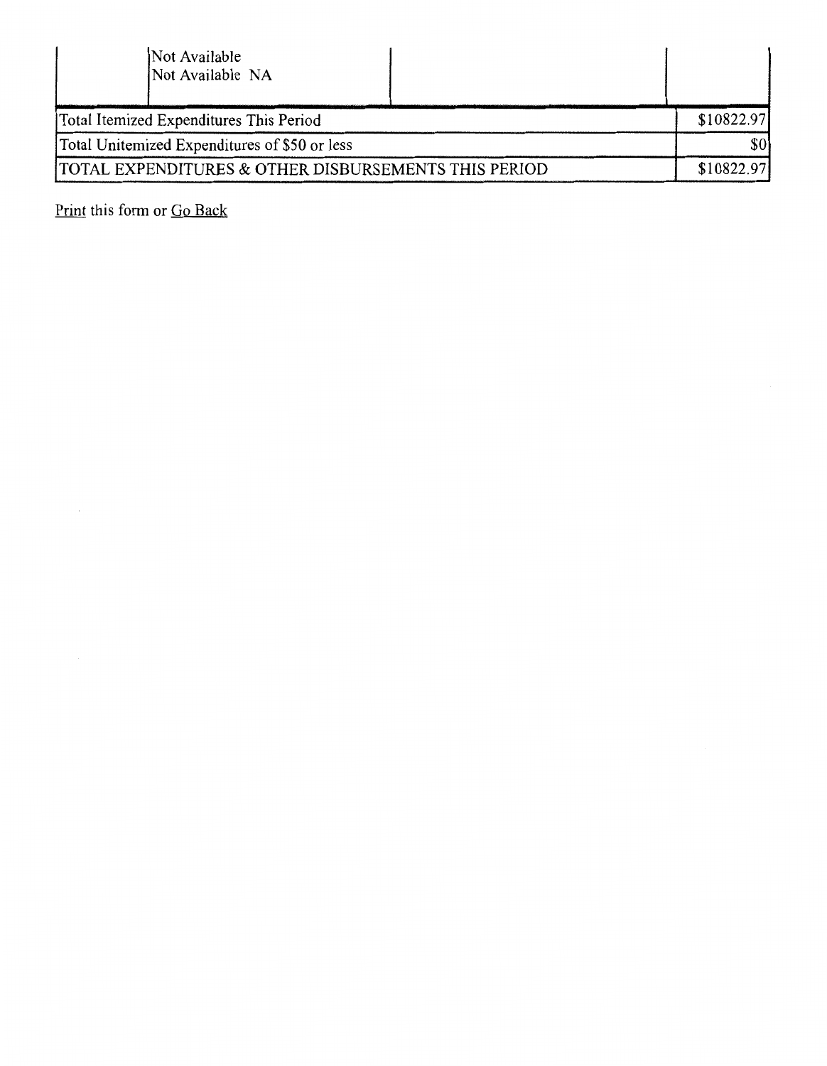| | | | |
|---|---|---|---|
| | Not Available<br>Not Available NA | | |
| Total Itemized Expenditures This Period | | | $10822.97 |
| Total Unitemized Expenditures of $50 or less | | | $0 |
| TOTAL EXPENDITURES & OTHER DISBURSEMENTS THIS PERIOD | | | $10822.97 |

Print this form or Go Back